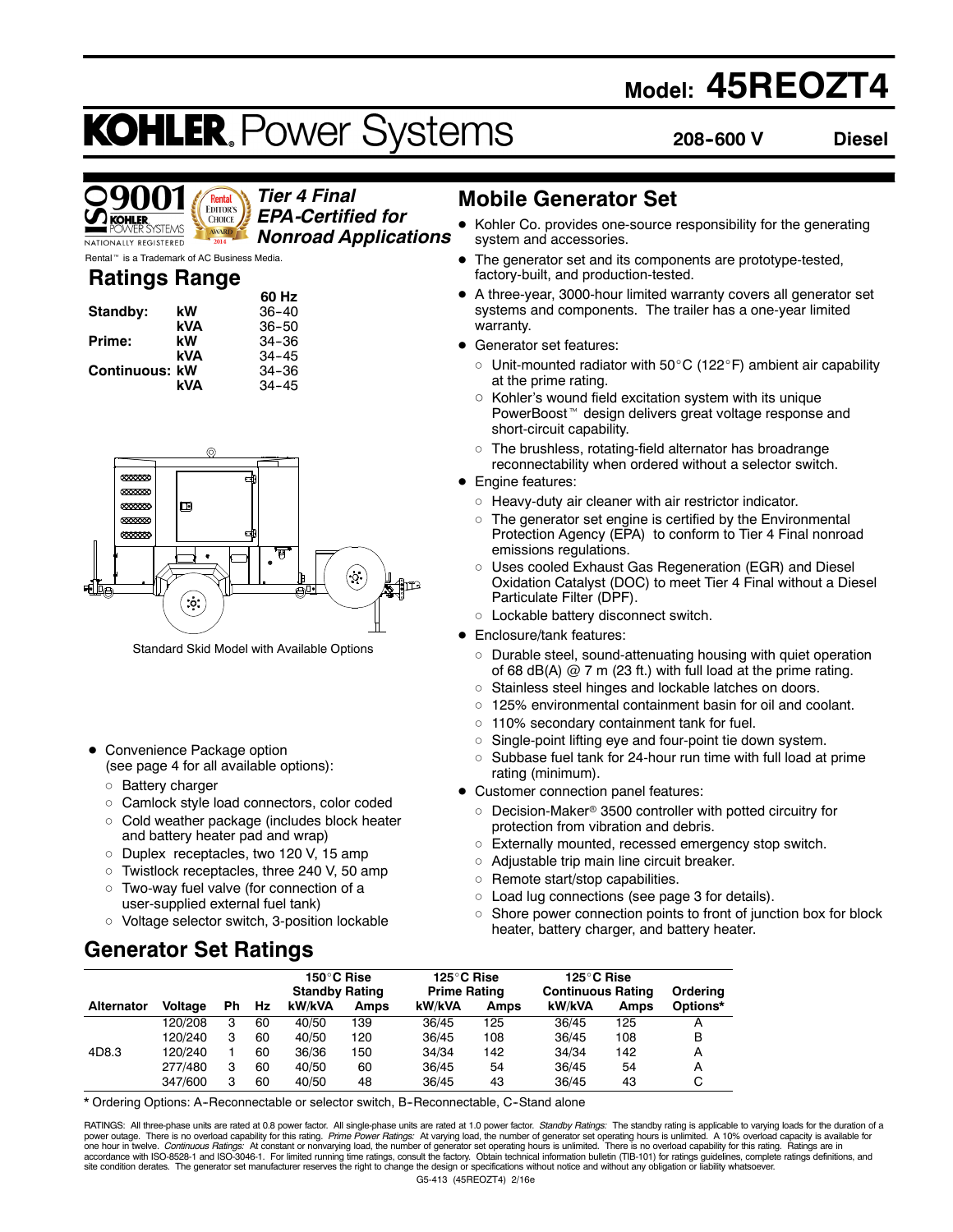# Model: 45REOZT4

# KOHLER. Power Systems

**208-600 V** **Diesel**

*Tier 4 Final EPA-Certified for Nonroad Applications*

Rental™ is a Trademark of AC Business Media.

## Ratings Range

| | | 60 Hz |
|---|---|---|
| **Standby:** | **kW** | 36-40 |
| | **kVA** | 36-50 |
| **Prime:** | **kW** | 34-36 |
| | **kVA** | 34-45 |
| **Continuous:** | **kW** | 34-36 |
| | **kVA** | 34-45 |

Standard Skid Model with Available Options

- Convenience Package option (see page 4 for all available options):
  - Battery charger
  - Camlock style load connectors, color coded
  - Cold weather package (includes block heater and battery heater pad and wrap)
  - Duplex receptacles, two 120 V, 15 amp
  - Twistlock receptacles, three 240 V, 50 amp
  - Two-way fuel valve (for connection of a user-supplied external fuel tank)
  - Voltage selector switch, 3-position lockable

## Mobile Generator Set

- Kohler Co. provides one-source responsibility for the generating system and accessories.
- The generator set and its components are prototype-tested, factory-built, and production-tested.
- A three-year, 3000-hour limited warranty covers all generator set systems and components. The trailer has a one-year limited warranty.
- Generator set features:
  - Unit-mounted radiator with 50°C (122°F) ambient air capability at the prime rating.
  - Kohler's wound field excitation system with its unique PowerBoost™ design delivers great voltage response and short-circuit capability.
  - The brushless, rotating-field alternator has broadrange reconnectability when ordered without a selector switch.
- Engine features:
  - Heavy-duty air cleaner with air restrictor indicator.
  - The generator set engine is certified by the Environmental Protection Agency (EPA) to conform to Tier 4 Final nonroad emissions regulations.
  - Uses cooled Exhaust Gas Regeneration (EGR) and Diesel Oxidation Catalyst (DOC) to meet Tier 4 Final without a Diesel Particulate Filter (DPF).
  - Lockable battery disconnect switch.
- Enclosure/tank features:
  - Durable steel, sound-attenuating housing with quiet operation of 68 dB(A) @ 7 m (23 ft.) with full load at the prime rating.
  - Stainless steel hinges and lockable latches on doors.
  - 125% environmental containment basin for oil and coolant.
  - 110% secondary containment tank for fuel.
  - Single-point lifting eye and four-point tie down system.
  - Subbase fuel tank for 24-hour run time with full load at prime rating (minimum).
- Customer connection panel features:
  - Decision-Maker® 3500 controller with potted circuitry for protection from vibration and debris.
  - Externally mounted, recessed emergency stop switch.
  - Adjustable trip main line circuit breaker.
  - Remote start/stop capabilities.
  - Load lug connections (see page 3 for details).
  - Shore power connection points to front of junction box for block heater, battery charger, and battery heater.

## Generator Set Ratings

| | | | | 150°C Rise Standby Rating | | 125°C Rise Prime Rating | | 125°C Rise Continuous Rating | | |
|---|---|---|---|---|---|---|---|---|---|---|
| **Alternator** | **Voltage** | **Ph** | **Hz** | **kW/kVA** | **Amps** | **kW/kVA** | **Amps** | **kW/kVA** | **Amps** | **Ordering Options*** |
| | 120/208 | 3 | 60 | 40/50 | 139 | 36/45 | 125 | 36/45 | 125 | A |
| | 120/240 | 3 | 60 | 40/50 | 120 | 36/45 | 108 | 36/45 | 108 | B |
| 4D8.3 | 120/240 | 1 | 60 | 36/36 | 150 | 34/34 | 142 | 34/34 | 142 | A |
| | 277/480 | 3 | 60 | 40/50 | 60 | 36/45 | 54 | 36/45 | 54 | A |
| | 347/600 | 3 | 60 | 40/50 | 48 | 36/45 | 43 | 36/45 | 43 | C |

* Ordering Options: A-Reconnectable or selector switch, B-Reconnectable, C-Stand alone

RATINGS: All three-phase units are rated at 0.8 power factor. All single-phase units are rated at 1.0 power factor. *Standby Ratings:* The standby rating is applicable to varying loads for the duration of a power outage. There is no overload capability for this rating. *Prime Power Ratings:* At varying load, the number of generator set operating hours is unlimited. A 10% overload capacity is available for one hour in twelve. *Continuous Ratings:* At constant or nonvarying load, the number of generator set operating hours is unlimited. There is no overload capability for this rating. Ratings are in accordance with ISO-8528-1 and ISO-3046-1. For limited running time ratings, consult the factory. Obtain technical information bulletin (TIB-101) for ratings guidelines, complete ratings definitions, and site condition derates. The generator set manufacturer reserves the right to change the design or specifications without notice and without any obligation or liability whatsoever.

G5-413 (45REOZT4) 2/16e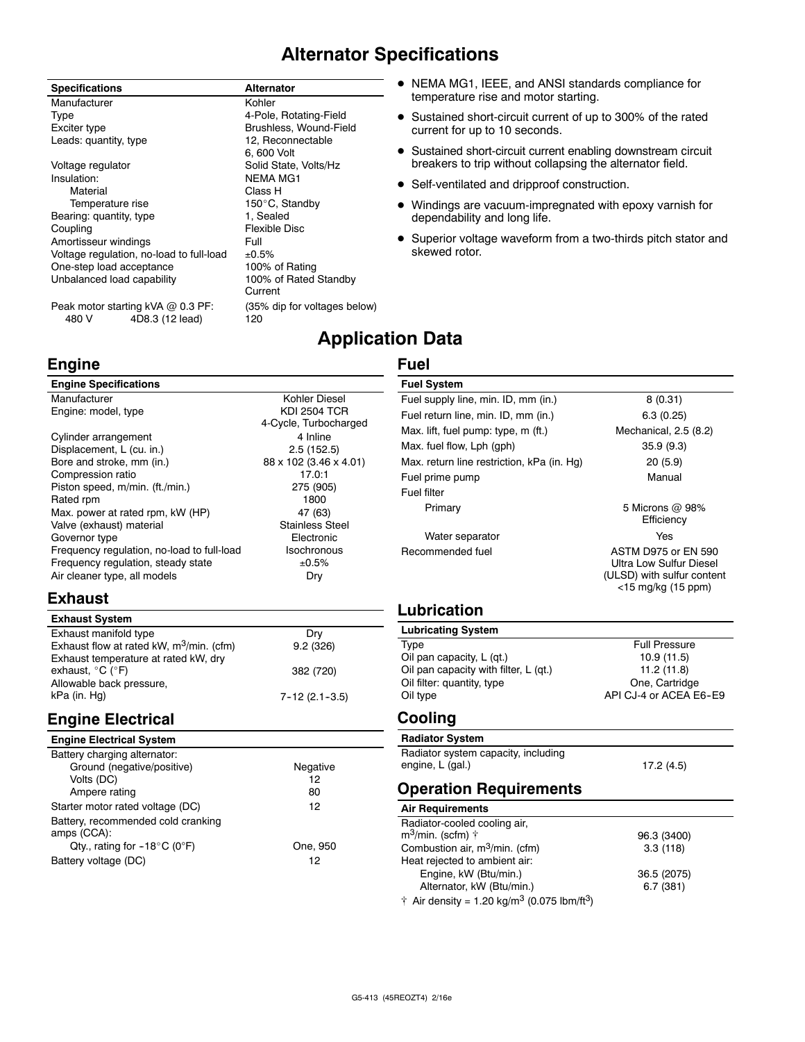# Alternator Specifications

| Specifications | Alternator |
|---|---|
| Manufacturer | Kohler |
| Type | 4-Pole, Rotating-Field |
| Exciter type | Brushless, Wound-Field |
| Leads: quantity, type | 12, Reconnectable<br>6, 600 Volt |
| Voltage regulator | Solid State, Volts/Hz |
| Insulation: | NEMA MG1 |
| Material | Class H |
| Temperature rise | 150°C, Standby |
| Bearing: quantity, type | 1, Sealed |
| Coupling | Flexible Disc |
| Amortisseur windings | Full |
| Voltage regulation, no-load to full-load | ±0.5% |
| One-step load acceptance | 100% of Rating |
| Unbalanced load capability | 100% of Rated Standby Current |
| Peak motor starting kVA @ 0.3 PF: | (35% dip for voltages below) |
| 480 V 4D8.3 (12 lead) | 120 |

- NEMA MG1, IEEE, and ANSI standards compliance for temperature rise and motor starting.
- Sustained short-circuit current of up to 300% of the rated current for up to 10 seconds.
- Sustained short-circuit current enabling downstream circuit breakers to trip without collapsing the alternator field.
- Self-ventilated and dripproof construction.
- Windings are vacuum-impregnated with epoxy varnish for dependability and long life.
- Superior voltage waveform from a two-thirds pitch stator and skewed rotor.

# Application Data

## Engine

| Engine Specifications | |
|---|---|
| Manufacturer | Kohler Diesel |
| Engine: model, type | KDI 2504 TCR<br>4-Cycle, Turbocharged |
| Cylinder arrangement | 4 Inline |
| Displacement, L (cu. in.) | 2.5 (152.5) |
| Bore and stroke, mm (in.) | 88 x 102 (3.46 x 4.01) |
| Compression ratio | 17.0:1 |
| Piston speed, m/min. (ft./min.) | 275 (905) |
| Rated rpm | 1800 |
| Max. power at rated rpm, kW (HP) | 47 (63) |
| Valve (exhaust) material | Stainless Steel |
| Governor type | Electronic |
| Frequency regulation, no-load to full-load | Isochronous |
| Frequency regulation, steady state | ±0.5% |
| Air cleaner type, all models | Dry |

## Exhaust

| Exhaust System | |
|---|---|
| Exhaust manifold type | Dry |
| Exhaust flow at rated kW, $m^3$/min. (cfm) | 9.2 (326) |
| Exhaust temperature at rated kW, dry exhaust, °C (°F) | 382 (720) |
| Allowable back pressure, kPa (in. Hg) | 7-12 (2.1-3.5) |

## Engine Electrical

| Engine Electrical System | |
|---|---|
| Battery charging alternator: | |
| Ground (negative/positive) | Negative |
| Volts (DC) | 12 |
| Ampere rating | 80 |
| Starter motor rated voltage (DC) | 12 |
| Battery, recommended cold cranking amps (CCA): | |
| Qty., rating for -18°C (0°F) | One, 950 |
| Battery voltage (DC) | 12 |

## Fuel

| Fuel System | |
|---|---|
| Fuel supply line, min. ID, mm (in.) | 8 (0.31) |
| Fuel return line, min. ID, mm (in.) | 6.3 (0.25) |
| Max. lift, fuel pump: type, m (ft.) | Mechanical, 2.5 (8.2) |
| Max. fuel flow, Lph (gph) | 35.9 (9.3) |
| Max. return line restriction, kPa (in. Hg) | 20 (5.9) |
| Fuel prime pump | Manual |
| Fuel filter | |
| Primary | 5 Microns @ 98% Efficiency |
| Water separator | Yes |
| Recommended fuel | ASTM D975 or EN 590 Ultra Low Sulfur Diesel (ULSD) with sulfur content <15 mg/kg (15 ppm) |

## Lubrication

| Lubricating System | |
|---|---|
| Type | Full Pressure |
| Oil pan capacity, L (qt.) | 10.9 (11.5) |
| Oil pan capacity with filter, L (qt.) | 11.2 (11.8) |
| Oil filter: quantity, type | One, Cartridge |
| Oil type | API CJ-4 or ACEA E6-E9 |

## Cooling

| Radiator System | |
|---|---|
| Radiator system capacity, including engine, L (gal.) | 17.2 (4.5) |

## Operation Requirements

| Air Requirements | |
|---|---|
| Radiator-cooled cooling air, $m^3$/min. (scfm) † | 96.3 (3400) |
| Combustion air, $m^3$/min. (cfm) | 3.3 (118) |
| Heat rejected to ambient air: | |
| Engine, kW (Btu/min.) | 36.5 (2075) |
| Alternator, kW (Btu/min.) | 6.7 (381) |

† Air density = 1.20 kg/$m^3$ (0.075 lbm/$ft^3$)

G5-413 (45REOZT4) 2/16e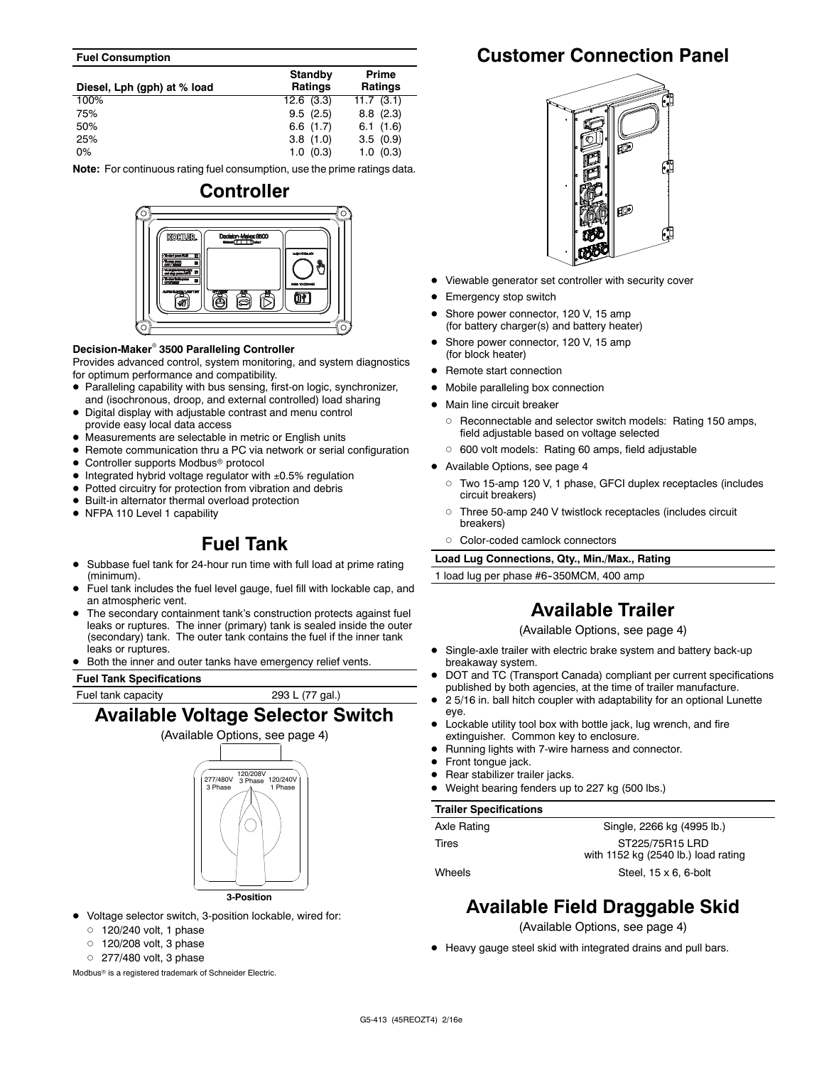| Fuel Consumption | | |
|---|---|---|
| Diesel, Lph (gph) at % load | Standby Ratings | Prime Ratings |
| 100% | 12.6 (3.3) | 11.7 (3.1) |
| 75% | 9.5 (2.5) | 8.8 (2.3) |
| 50% | 6.6 (1.7) | 6.1 (1.6) |
| 25% | 3.8 (1.0) | 3.5 (0.9) |
| 0% | 1.0 (0.3) | 1.0 (0.3) |

**Note:** For continuous rating fuel consumption, use the prime ratings data.

## Controller

**Decision-Maker® 3500 Paralleling Controller**

Provides advanced control, system monitoring, and system diagnostics for optimum performance and compatibility.

- Paralleling capability with bus sensing, first-on logic, synchronizer, and (isochronous, droop, and external controlled) load sharing
- Digital display with adjustable contrast and menu control provide easy local data access
- Measurements are selectable in metric or English units
- Remote communication thru a PC via network or serial configuration
- Controller supports Modbus® protocol
- Integrated hybrid voltage regulator with ±0.5% regulation
- Potted circuitry for protection from vibration and debris
- Built-in alternator thermal overload protection
- NFPA 110 Level 1 capability

## Fuel Tank

- Subbase fuel tank for 24-hour run time with full load at prime rating (minimum).
- Fuel tank includes the fuel level gauge, fuel fill with lockable cap, and an atmospheric vent.
- The secondary containment tank's construction protects against fuel leaks or ruptures. The inner (primary) tank is sealed inside the outer (secondary) tank. The outer tank contains the fuel if the inner tank leaks or ruptures.
- Both the inner and outer tanks have emergency relief vents.

| Fuel Tank Specifications | |
|---|---|
| Fuel tank capacity | 293 L (77 gal.) |

## Available Voltage Selector Switch

(Available Options, see page 4)

277/480V 3 Phase | 120/208V 3 Phase | 120/240V 1 Phase

3-Position

- Voltage selector switch, 3-position lockable, wired for:
  - 120/240 volt, 1 phase
  - 120/208 volt, 3 phase
  - 277/480 volt, 3 phase

Modbus® is a registered trademark of Schneider Electric.

## Customer Connection Panel

- Viewable generator set controller with security cover
- Emergency stop switch
- Shore power connector, 120 V, 15 amp (for battery charger(s) and battery heater)
- Shore power connector, 120 V, 15 amp (for block heater)
- Remote start connection
- Mobile paralleling box connection
- Main line circuit breaker
  - Reconnectable and selector switch models: Rating 150 amps, field adjustable based on voltage selected
  - 600 volt models: Rating 60 amps, field adjustable
- Available Options, see page 4
  - Two 15-amp 120 V, 1 phase, GFCI duplex receptacles (includes circuit breakers)
  - Three 50-amp 240 V twistlock receptacles (includes circuit breakers)
  - Color-coded camlock connectors

| Load Lug Connections, Qty., Min./Max., Rating |
|---|
| 1 load lug per phase #6-350MCM, 400 amp |

## Available Trailer

(Available Options, see page 4)

- Single-axle trailer with electric brake system and battery back-up breakaway system.
- DOT and TC (Transport Canada) compliant per current specifications published by both agencies, at the time of trailer manufacture.
- 2 5/16 in. ball hitch coupler with adaptability for an optional Lunette eye.
- Lockable utility tool box with bottle jack, lug wrench, and fire extinguisher. Common key to enclosure.
- Running lights with 7-wire harness and connector.
- Front tongue jack.
- Rear stabilizer trailer jacks.
- Weight bearing fenders up to 227 kg (500 lbs.)

| Trailer Specifications | |
|---|---|
| Axle Rating | Single, 2266 kg (4995 lb.) |
| Tires | ST225/75R15 LRD with 1152 kg (2540 lb.) load rating |
| Wheels | Steel, 15 x 6, 6-bolt |

## Available Field Draggable Skid

(Available Options, see page 4)

- Heavy gauge steel skid with integrated drains and pull bars.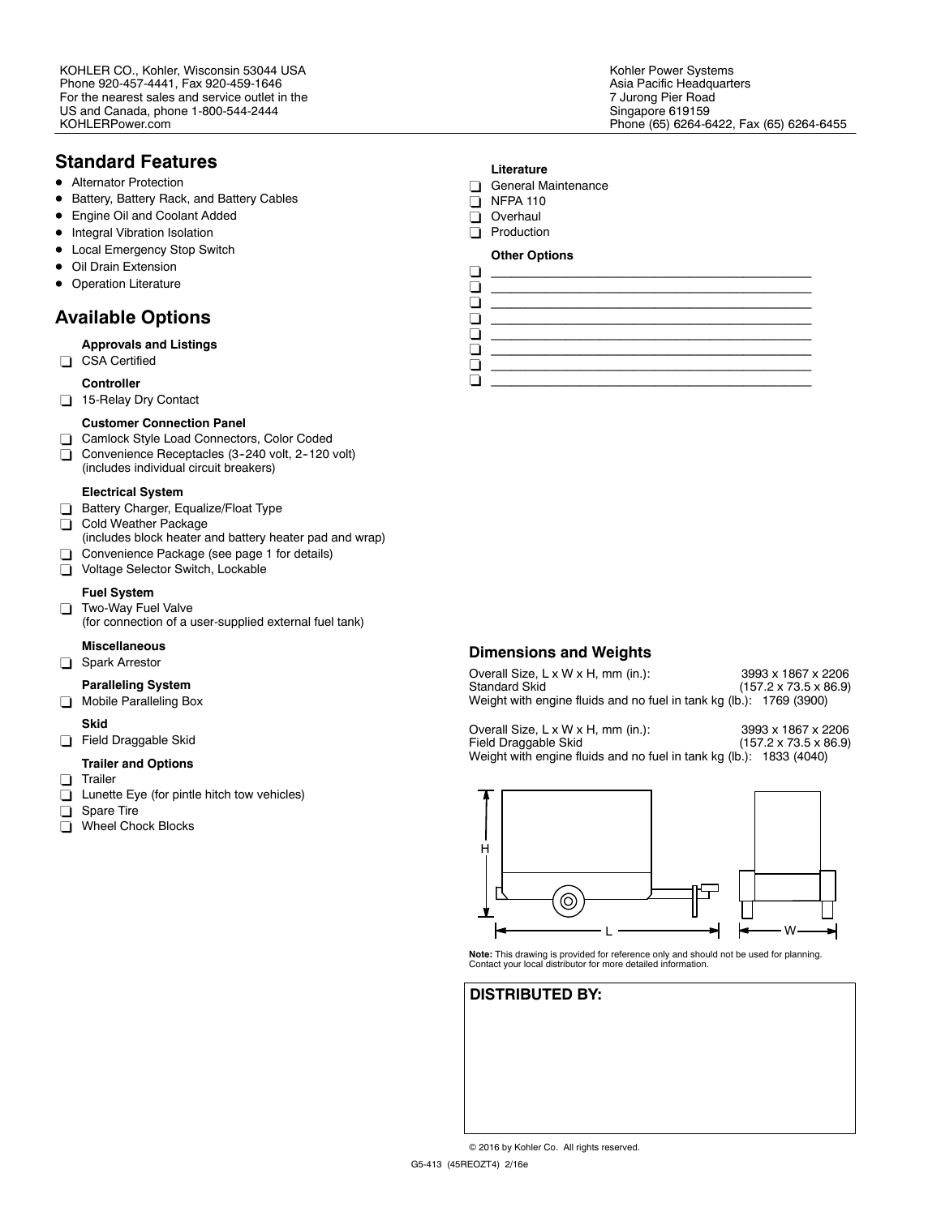KOHLER CO., Kohler, Wisconsin 53044 USA
Phone 920-457-4441, Fax 920-459-1646
For the nearest sales and service outlet in the US and Canada, phone 1-800-544-2444
KOHLERPower.com

Kohler Power Systems
Asia Pacific Headquarters
7 Jurong Pier Road
Singapore 619159
Phone (65) 6264-6422, Fax (65) 6264-6455

## Standard Features

- Alternator Protection
- Battery, Battery Rack, and Battery Cables
- Engine Oil and Coolant Added
- Integral Vibration Isolation
- Local Emergency Stop Switch
- Oil Drain Extension
- Operation Literature

## Available Options

**Approvals and Listings**

- ❑ CSA Certified

**Controller**

- ❑ 15-Relay Dry Contact

**Customer Connection Panel**

- ❑ Camlock Style Load Connectors, Color Coded
- ❑ Convenience Receptacles (3-240 volt, 2-120 volt) (includes individual circuit breakers)

**Electrical System**

- ❑ Battery Charger, Equalize/Float Type
- ❑ Cold Weather Package (includes block heater and battery heater pad and wrap)
- ❑ Convenience Package (see page 1 for details)
- ❑ Voltage Selector Switch, Lockable

**Fuel System**

- ❑ Two-Way Fuel Valve (for connection of a user-supplied external fuel tank)

**Miscellaneous**

- ❑ Spark Arrestor

**Paralleling System**

- ❑ Mobile Paralleling Box

**Skid**

- ❑ Field Draggable Skid

**Trailer and Options**

- ❑ Trailer
- ❑ Lunette Eye (for pintle hitch tow vehicles)
- ❑ Spare Tire
- ❑ Wheel Chock Blocks

**Literature**

- ❑ General Maintenance
- ❑ NFPA 110
- ❑ Overhaul
- ❑ Production

**Other Options**

- ❑ ____________________
- ❑ ____________________
- ❑ ____________________
- ❑ ____________________
- ❑ ____________________
- ❑ ____________________
- ❑ ____________________
- ❑ ____________________

## Dimensions and Weights

Overall Size, L x W x H, mm (in.): 3993 x 1867 x 2206
Standard Skid (157.2 x 73.5 x 86.9)
Weight with engine fluids and no fuel in tank kg (lb.): 1769 (3900)

Overall Size, L x W x H, mm (in.): 3993 x 1867 x 2206
Field Draggable Skid (157.2 x 73.5 x 86.9)
Weight with engine fluids and no fuel in tank kg (lb.): 1833 (4040)

H
L
W

**Note:** This drawing is provided for reference only and should not be used for planning. Contact your local distributor for more detailed information.

**DISTRIBUTED BY:**

© 2016 by Kohler Co. All rights reserved.

G5-413 (45REOZT4) 2/16e